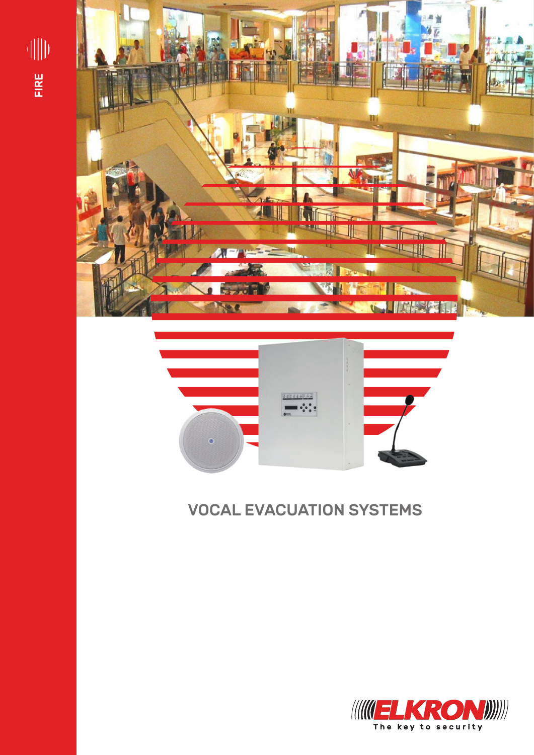FIRE

# VOCAL EVACUATION SYSTEMS

ELKRON
The key to security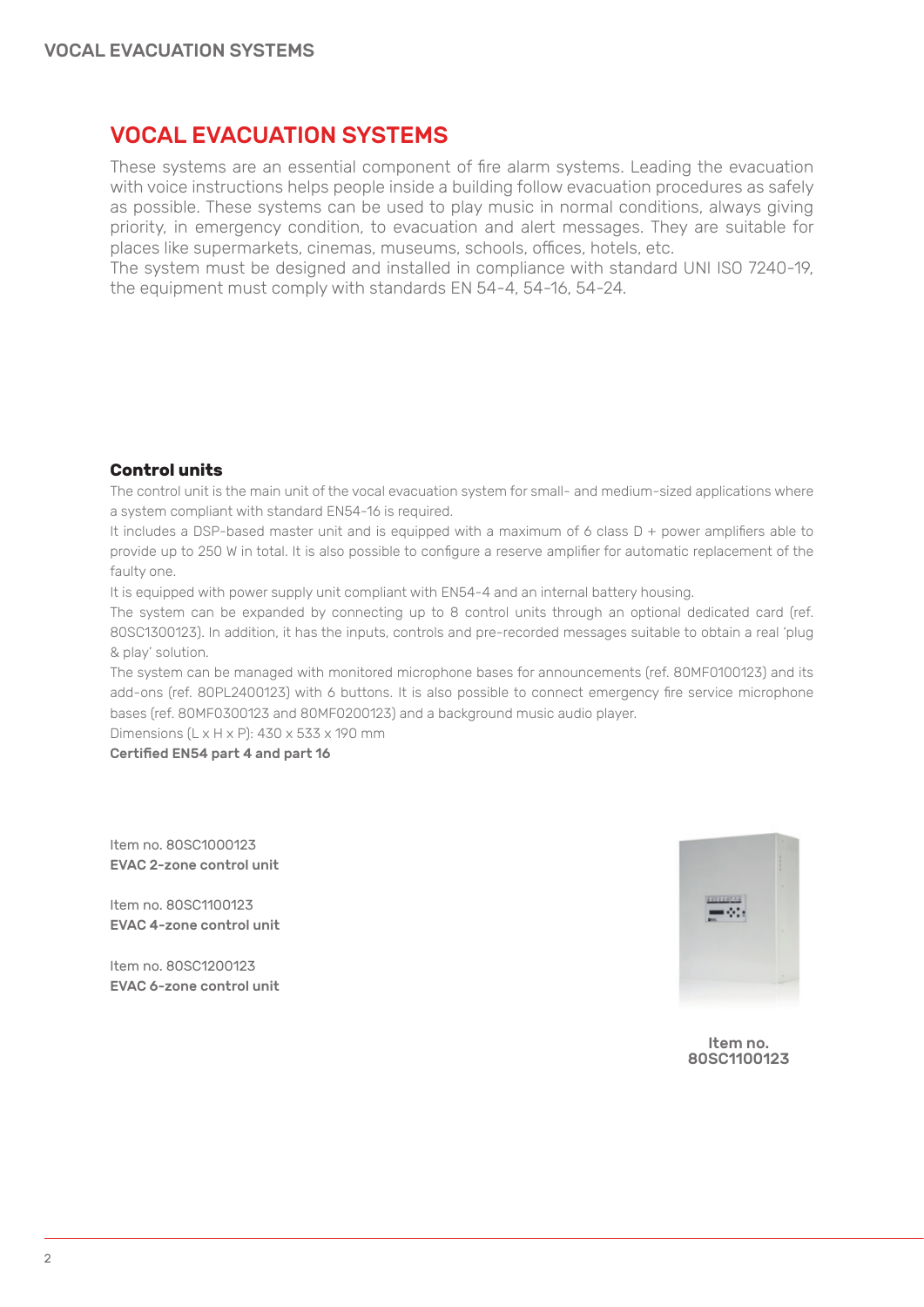# VOCAL EVACUATION SYSTEMS

These systems are an essential component of fire alarm systems. Leading the evacuation with voice instructions helps people inside a building follow evacuation procedures as safely as possible. These systems can be used to play music in normal conditions, always giving priority, in emergency condition, to evacuation and alert messages. They are suitable for places like supermarkets, cinemas, museums, schools, offices, hotels, etc.
The system must be designed and installed in compliance with standard UNI ISO 7240-19, the equipment must comply with standards EN 54-4, 54-16, 54-24.

### Control units

The control unit is the main unit of the vocal evacuation system for small- and medium-sized applications where a system compliant with standard EN54-16 is required.
It includes a DSP-based master unit and is equipped with a maximum of 6 class D + power amplifiers able to provide up to 250 W in total. It is also possible to configure a reserve amplifier for automatic replacement of the faulty one.
It is equipped with power supply unit compliant with EN54-4 and an internal battery housing.
The system can be expanded by connecting up to 8 control units through an optional dedicated card (ref. 80SC1300123). In addition, it has the inputs, controls and pre-recorded messages suitable to obtain a real 'plug & play' solution.
The system can be managed with monitored microphone bases for announcements (ref. 80MF0100123) and its add-ons (ref. 80PL2400123) with 6 buttons. It is also possible to connect emergency fire service microphone bases (ref. 80MF0300123 and 80MF0200123) and a background music audio player.
Dimensions (L x H x P): 430 x 533 x 190 mm
**Certified EN54 part 4 and part 16**

Item no. 80SC1000123
**EVAC 2-zone control unit**

Item no. 80SC1100123
**EVAC 4-zone control unit**

Item no. 80SC1200123
**EVAC 6-zone control unit**

Item no. 80SC1100123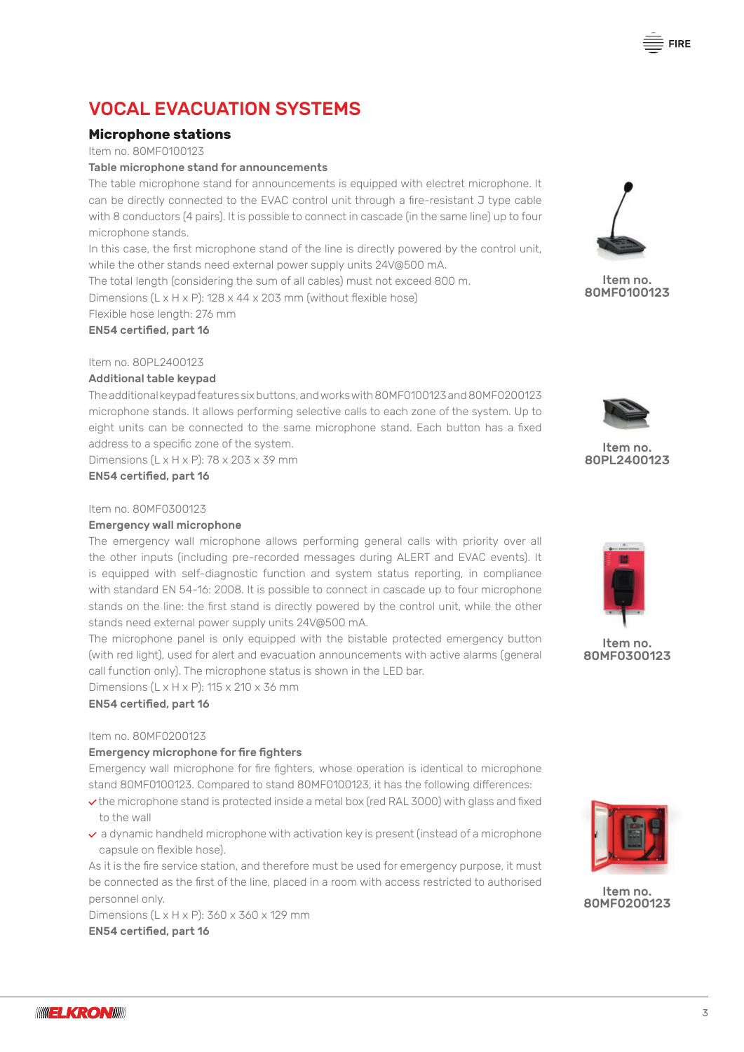# VOCAL EVACUATION SYSTEMS

## Microphone stations

Item no. 80MF0100123

**Table microphone stand for announcements**

The table microphone stand for announcements is equipped with electret microphone. It can be directly connected to the EVAC control unit through a fire-resistant J type cable with 8 conductors (4 pairs). It is possible to connect in cascade (in the same line) up to four microphone stands.

In this case, the first microphone stand of the line is directly powered by the control unit, while the other stands need external power supply units 24V@500 mA.

The total length (considering the sum of all cables) must not exceed 800 m.

Dimensions (L x H x P): 128 x 44 x 203 mm (without flexible hose)

Flexible hose length: 276 mm

**EN54 certified, part 16**

Item no.
80MF0100123

Item no. 80PL2400123

**Additional table keypad**

The additional keypad features six buttons, and works with 80MF0100123 and 80MF0200123 microphone stands. It allows performing selective calls to each zone of the system. Up to eight units can be connected to the same microphone stand. Each button has a fixed address to a specific zone of the system.

Dimensions (L x H x P): 78 x 203 x 39 mm

**EN54 certified, part 16**

Item no.
80PL2400123

Item no. 80MF0300123

**Emergency wall microphone**

The emergency wall microphone allows performing general calls with priority over all the other inputs (including pre-recorded messages during ALERT and EVAC events). It is equipped with self-diagnostic function and system status reporting, in compliance with standard EN 54-16: 2008. It is possible to connect in cascade up to four microphone stands on the line: the first stand is directly powered by the control unit, while the other stands need external power supply units 24V@500 mA.

The microphone panel is only equipped with the bistable protected emergency button (with red light), used for alert and evacuation announcements with active alarms (general call function only). The microphone status is shown in the LED bar.

Dimensions (L x H x P): 115 x 210 x 36 mm

**EN54 certified, part 16**

Item no.
80MF0300123

Item no. 80MF0200123

**Emergency microphone for fire fighters**

Emergency wall microphone for fire fighters, whose operation is identical to microphone stand 80MF0100123. Compared to stand 80MF0100123, it has the following differences:

- the microphone stand is protected inside a metal box (red RAL 3000) with glass and fixed to the wall
- a dynamic handheld microphone with activation key is present (instead of a microphone capsule on flexible hose).

As it is the fire service station, and therefore must be used for emergency purpose, it must be connected as the first of the line, placed in a room with access restricted to authorised personnel only.

Dimensions (L x H x P): 360 x 360 x 129 mm

**EN54 certified, part 16**

Item no.
80MF0200123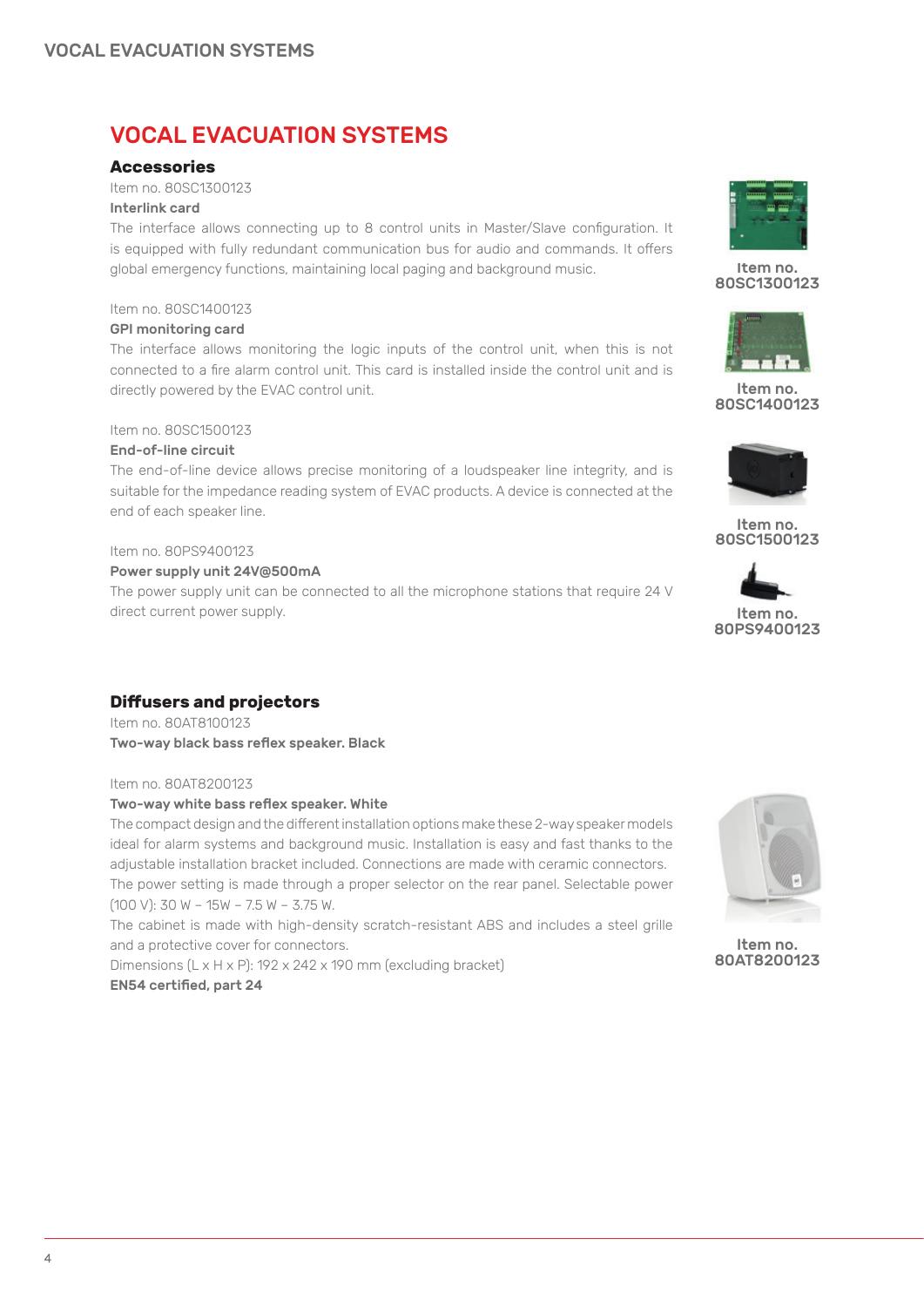# VOCAL EVACUATION SYSTEMS

## Accessories

Item no. 80SC1300123

**Interlink card**

The interface allows connecting up to 8 control units in Master/Slave configuration. It is equipped with fully redundant communication bus for audio and commands. It offers global emergency functions, maintaining local paging and background music.

Item no. 80SC1400123

**GPI monitoring card**

The interface allows monitoring the logic inputs of the control unit, when this is not connected to a fire alarm control unit. This card is installed inside the control unit and is directly powered by the EVAC control unit.

Item no. 80SC1500123

**End-of-line circuit**

The end-of-line device allows precise monitoring of a loudspeaker line integrity, and is suitable for the impedance reading system of EVAC products. A device is connected at the end of each speaker line.

Item no. 80PS9400123

**Power supply unit 24V@500mA**

The power supply unit can be connected to all the microphone stations that require 24 V direct current power supply.

**Item no. 80SC1300123**

**Item no. 80SC1400123**

**Item no. 80SC1500123**

**Item no. 80PS9400123**

## Diffusers and projectors

Item no. 80AT8100123

**Two-way black bass reflex speaker. Black**

Item no. 80AT8200123

**Two-way white bass reflex speaker. White**

The compact design and the different installation options make these 2-way speaker models ideal for alarm systems and background music. Installation is easy and fast thanks to the adjustable installation bracket included. Connections are made with ceramic connectors. The power setting is made through a proper selector on the rear panel. Selectable power (100 V): 30 W – 15W – 7.5 W – 3.75 W.

The cabinet is made with high-density scratch-resistant ABS and includes a steel grille and a protective cover for connectors.

Dimensions (L x H x P): 192 x 242 x 190 mm (excluding bracket)

**EN54 certified, part 24**

**Item no. 80AT8200123**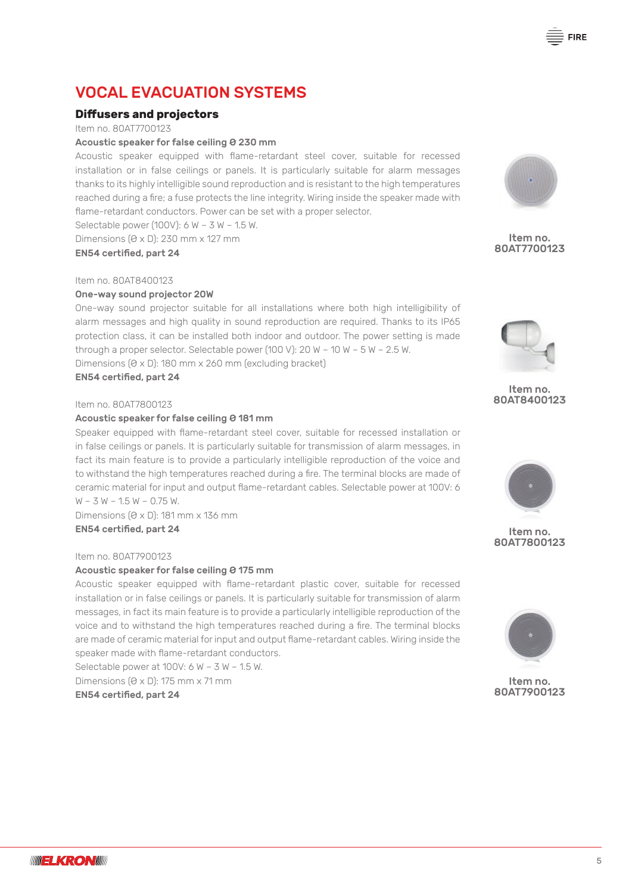# VOCAL EVACUATION SYSTEMS

## Diffusers and projectors

Item no. 80AT7700123

**Acoustic speaker for false ceiling Ø 230 mm**

Acoustic speaker equipped with flame-retardant steel cover, suitable for recessed installation or in false ceilings or panels. It is particularly suitable for alarm messages thanks to its highly intelligible sound reproduction and is resistant to the high temperatures reached during a fire; a fuse protects the line integrity. Wiring inside the speaker made with flame-retardant conductors. Power can be set with a proper selector.

Selectable power (100V): 6 W – 3 W – 1.5 W.

Dimensions (Ø x D): 230 mm x 127 mm

**EN54 certified, part 24**

**Item no. 80AT7700123**

Item no. 80AT8400123

**One-way sound projector 20W**

One-way sound projector suitable for all installations where both high intelligibility of alarm messages and high quality in sound reproduction are required. Thanks to its IP65 protection class, it can be installed both indoor and outdoor. The power setting is made through a proper selector. Selectable power (100 V): 20 W – 10 W – 5 W – 2.5 W.

Dimensions (Ø x D): 180 mm x 260 mm (excluding bracket)

**EN54 certified, part 24**

**Item no. 80AT8400123**

Item no. 80AT7800123

**Acoustic speaker for false ceiling Ø 181 mm**

Speaker equipped with flame-retardant steel cover, suitable for recessed installation or in false ceilings or panels. It is particularly suitable for transmission of alarm messages, in fact its main feature is to provide a particularly intelligible reproduction of the voice and to withstand the high temperatures reached during a fire. The terminal blocks are made of ceramic material for input and output flame-retardant cables. Selectable power at 100V: 6 W – 3 W – 1.5 W – 0.75 W.

Dimensions (Ø x D): 181 mm x 136 mm

**EN54 certified, part 24**

**Item no. 80AT7800123**

Item no. 80AT7900123

**Acoustic speaker for false ceiling Ø 175 mm**

Acoustic speaker equipped with flame-retardant plastic cover, suitable for recessed installation or in false ceilings or panels. It is particularly suitable for transmission of alarm messages, in fact its main feature is to provide a particularly intelligible reproduction of the voice and to withstand the high temperatures reached during a fire. The terminal blocks are made of ceramic material for input and output flame-retardant cables. Wiring inside the speaker made with flame-retardant conductors.

Selectable power at 100V: 6 W – 3 W – 1.5 W.

Dimensions (Ø x D): 175 mm x 71 mm

**EN54 certified, part 24**

**Item no. 80AT7900123**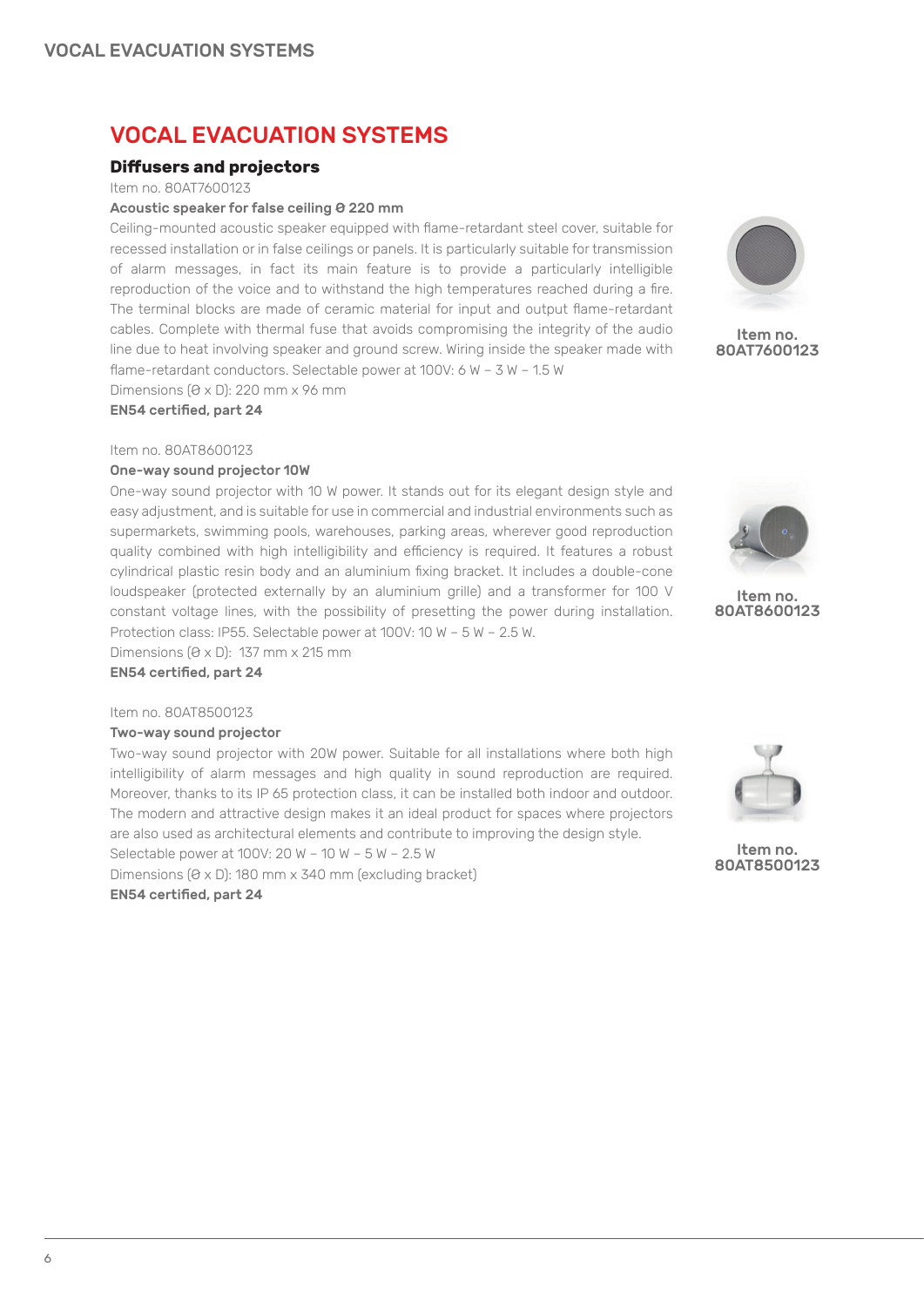# VOCAL EVACUATION SYSTEMS

## Diffusers and projectors

Item no. 80AT7600123

**Acoustic speaker for false ceiling Ø 220 mm**

Ceiling-mounted acoustic speaker equipped with flame-retardant steel cover, suitable for recessed installation or in false ceilings or panels. It is particularly suitable for transmission of alarm messages, in fact its main feature is to provide a particularly intelligible reproduction of the voice and to withstand the high temperatures reached during a fire. The terminal blocks are made of ceramic material for input and output flame-retardant cables. Complete with thermal fuse that avoids compromising the integrity of the audio line due to heat involving speaker and ground screw. Wiring inside the speaker made with flame-retardant conductors. Selectable power at 100V: 6 W – 3 W – 1.5 W

Dimensions (Ø x D): 220 mm x 96 mm

**EN54 certified, part 24**

**Item no. 80AT7600123**

Item no. 80AT8600123

**One-way sound projector 10W**

One-way sound projector with 10 W power. It stands out for its elegant design style and easy adjustment, and is suitable for use in commercial and industrial environments such as supermarkets, swimming pools, warehouses, parking areas, wherever good reproduction quality combined with high intelligibility and efficiency is required. It features a robust cylindrical plastic resin body and an aluminium fixing bracket. It includes a double-cone loudspeaker (protected externally by an aluminium grille) and a transformer for 100 V constant voltage lines, with the possibility of presetting the power during installation. Protection class: IP55. Selectable power at 100V: 10 W – 5 W – 2.5 W.

Dimensions (Ø x D): 137 mm x 215 mm

**EN54 certified, part 24**

**Item no. 80AT8600123**

Item no. 80AT8500123

**Two-way sound projector**

Two-way sound projector with 20W power. Suitable for all installations where both high intelligibility of alarm messages and high quality in sound reproduction are required. Moreover, thanks to its IP 65 protection class, it can be installed both indoor and outdoor. The modern and attractive design makes it an ideal product for spaces where projectors are also used as architectural elements and contribute to improving the design style.

Selectable power at 100V: 20 W – 10 W – 5 W – 2.5 W

Dimensions (Ø x D): 180 mm x 340 mm (excluding bracket)

**EN54 certified, part 24**

**Item no. 80AT8500123**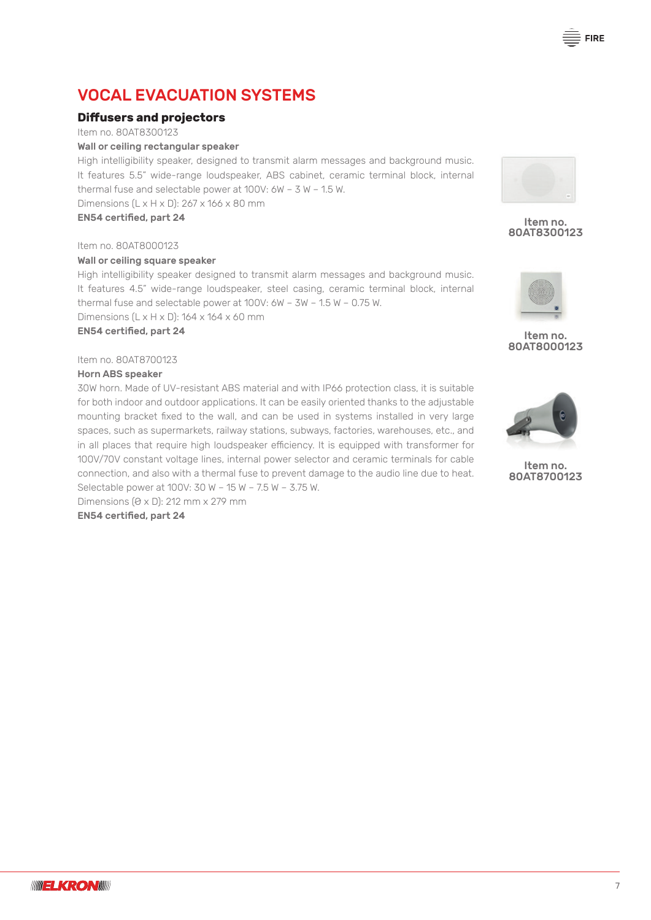# VOCAL EVACUATION SYSTEMS

## Diffusers and projectors

Item no. 80AT8300123

**Wall or ceiling rectangular speaker**

High intelligibility speaker, designed to transmit alarm messages and background music. It features 5.5" wide-range loudspeaker, ABS cabinet, ceramic terminal block, internal thermal fuse and selectable power at 100V: 6W – 3 W – 1.5 W.

Dimensions (L x H x D): 267 x 166 x 80 mm

**EN54 certified, part 24**

Item no. 80AT8300123

Item no. 80AT8000123

**Wall or ceiling square speaker**

High intelligibility speaker designed to transmit alarm messages and background music. It features 4.5" wide-range loudspeaker, steel casing, ceramic terminal block, internal thermal fuse and selectable power at 100V: 6W – 3W – 1.5 W – 0.75 W.

Dimensions (L x H x D): 164 x 164 x 60 mm

**EN54 certified, part 24**

Item no. 80AT8000123

Item no. 80AT8700123

**Horn ABS speaker**

30W horn. Made of UV-resistant ABS material and with IP66 protection class, it is suitable for both indoor and outdoor applications. It can be easily oriented thanks to the adjustable mounting bracket fixed to the wall, and can be used in systems installed in very large spaces, such as supermarkets, railway stations, subways, factories, warehouses, etc., and in all places that require high loudspeaker efficiency. It is equipped with transformer for 100V/70V constant voltage lines, internal power selector and ceramic terminals for cable connection, and also with a thermal fuse to prevent damage to the audio line due to heat.

Selectable power at 100V: 30 W – 15 W – 7.5 W – 3.75 W.

Dimensions (Ø x D): 212 mm x 279 mm

**EN54 certified, part 24**

Item no. 80AT8700123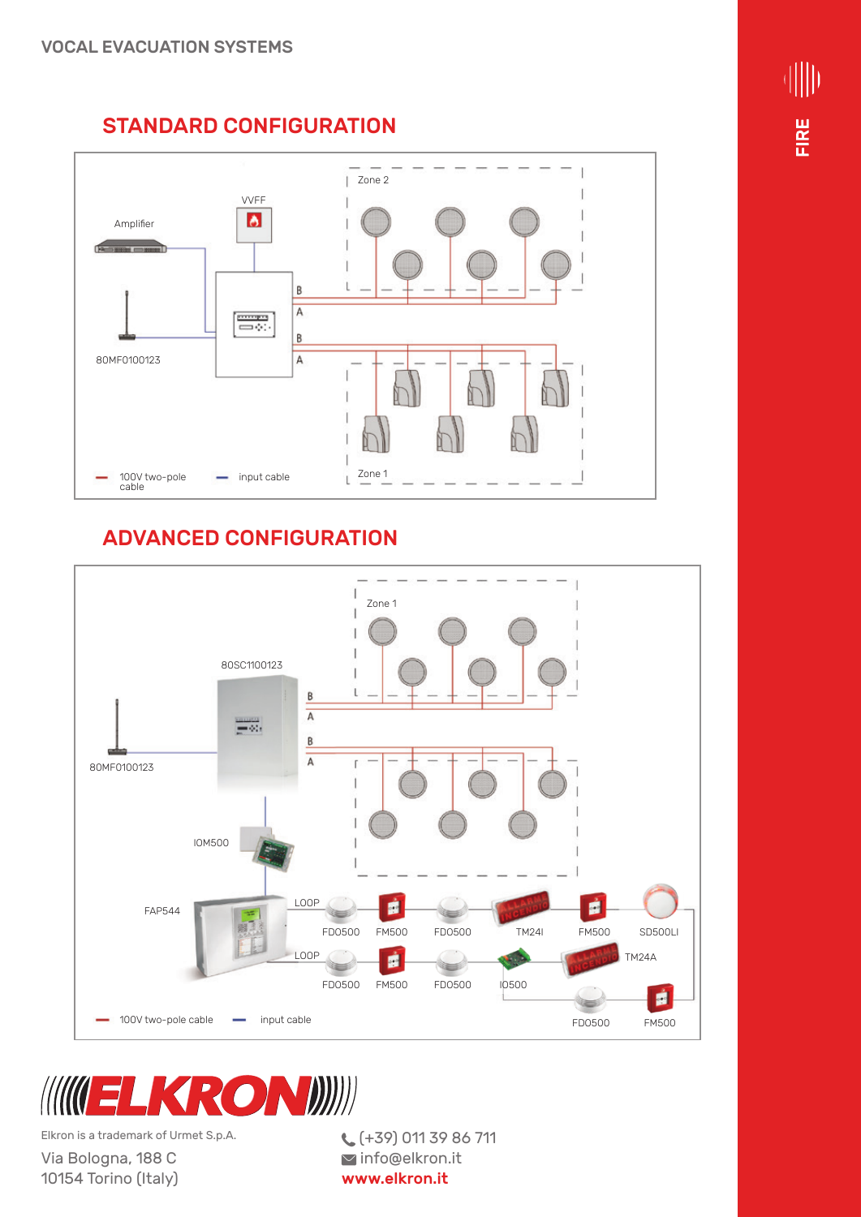VOCAL EVACUATION SYSTEMS

FIRE

## STANDARD CONFIGURATION

Zone 2

VVFF

Amplifier

B

A

B

A

80MF0100123

Zone 1

100V two-pole cable

input cable

## ADVANCED CONFIGURATION

Zone 1

80SC1100123

B

A

B

A

80MF0100123

IOM500

FAP544

LOOP

FDO500

FM500

FDO500

TM24I

FM500

SD500LI

LOOP

FDO500

FM500

FDO500

IO500

TM24A

FDO500

FM500

100V two-pole cable

input cable

ELKRON

Elkron is a trademark of Urmet S.p.A.

Via Bologna, 188 C
10154 Torino (Italy)

(+39) 011 39 86 711
info@elkron.it
www.elkron.it